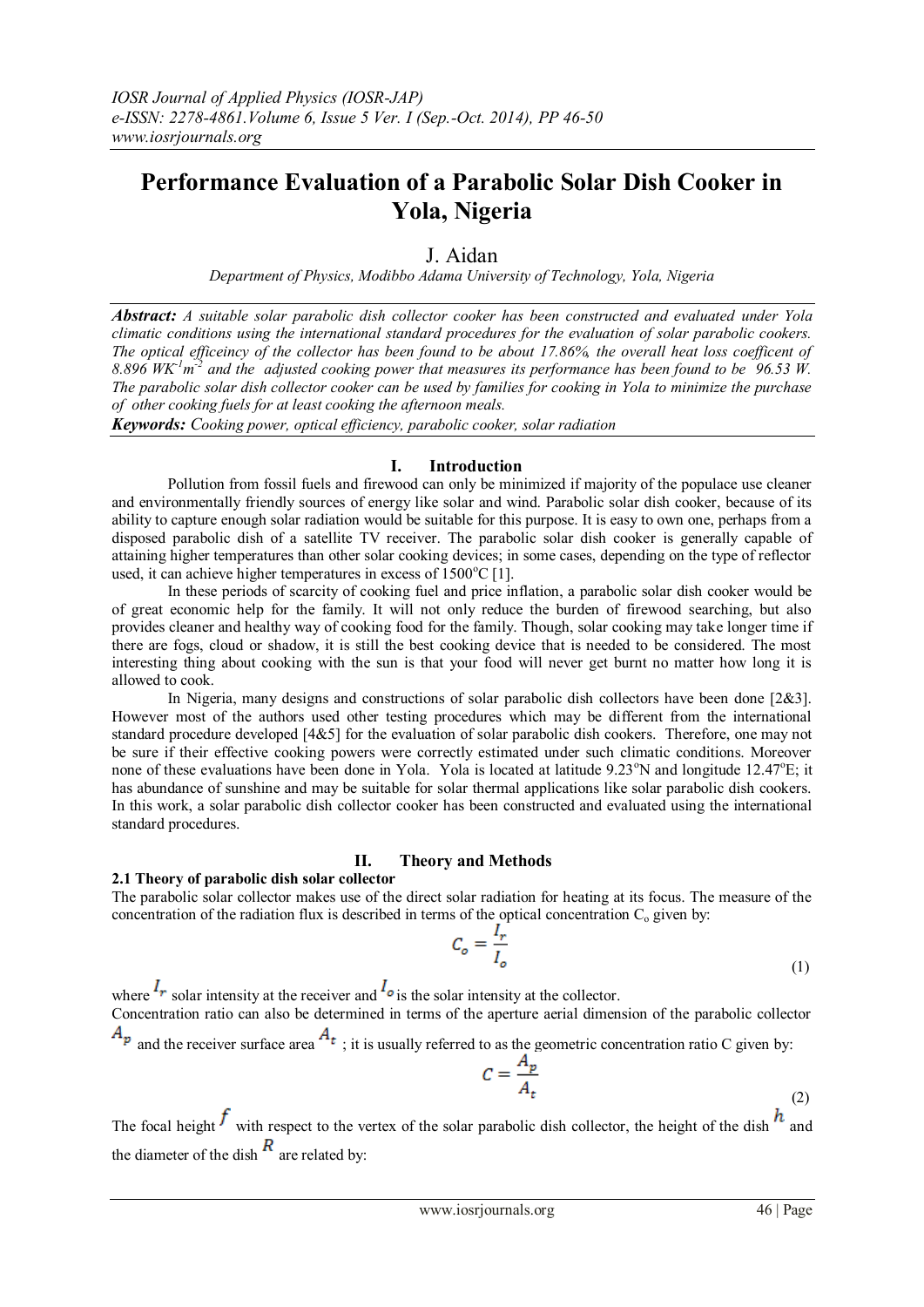# Performance Evaluation of a Parabolic Solar Dish Cooker in Yola, Nigeria

J. Aidan

*Department of Physics, Modibbo Adama University of Technology, Yola, Nigeria*

***Abstract:*** *A suitable solar parabolic dish collector cooker has been constructed and evaluated under Yola climatic conditions using the international standard procedures for the evaluation of solar parabolic cookers. The optical efficeincy of the collector has been found to be about 17.86%, the overall heat loss coefficent of 8.896 $WK^{-1}m^{-2}$ and the adjusted cooking power that measures its performance has been found to be 96.53 W. The parabolic solar dish collector cooker can be used by families for cooking in Yola to minimize the purchase of other cooking fuels for at least cooking the afternoon meals.*

***Keywords:*** *Cooking power, optical efficiency, parabolic cooker, solar radiation*

## I. Introduction

Pollution from fossil fuels and firewood can only be minimized if majority of the populace use cleaner and environmentally friendly sources of energy like solar and wind. Parabolic solar dish cooker, because of its ability to capture enough solar radiation would be suitable for this purpose. It is easy to own one, perhaps from a disposed parabolic dish of a satellite TV receiver. The parabolic solar dish cooker is generally capable of attaining higher temperatures than other solar cooking devices; in some cases, depending on the type of reflector used, it can achieve higher temperatures in excess of 1500$^o$C [1].

In these periods of scarcity of cooking fuel and price inflation, a parabolic solar dish cooker would be of great economic help for the family. It will not only reduce the burden of firewood searching, but also provides cleaner and healthy way of cooking food for the family. Though, solar cooking may take longer time if there are fogs, cloud or shadow, it is still the best cooking device that is needed to be considered. The most interesting thing about cooking with the sun is that your food will never get burnt no matter how long it is allowed to cook.

In Nigeria, many designs and constructions of solar parabolic dish collectors have been done [2&3]. However most of the authors used other testing procedures which may be different from the international standard procedure developed [4&5] for the evaluation of solar parabolic dish cookers. Therefore, one may not be sure if their effective cooking powers were correctly estimated under such climatic conditions. Moreover none of these evaluations have been done in Yola. Yola is located at latitude 9.23$^o$N and longitude 12.47$^o$E; it has abundance of sunshine and may be suitable for solar thermal applications like solar parabolic dish cookers. In this work, a solar parabolic dish collector cooker has been constructed and evaluated using the international standard procedures.

## II. Theory and Methods

### 2.1 Theory of parabolic dish solar collector

The parabolic solar collector makes use of the direct solar radiation for heating at its focus. The measure of the concentration of the radiation flux is described in terms of the optical concentration $C_o$ given by:

$$C_o = \frac{I_r}{I_o} \tag{1}$$

where $I_r$ solar intensity at the receiver and $I_o$ is the solar intensity at the collector.

Concentration ratio can also be determined in terms of the aperture aerial dimension of the parabolic collector $A_p$ and the receiver surface area $A_t$ ; it is usually referred to as the geometric concentration ratio C given by:

$$C = \frac{A_p}{A_t} \tag{2}$$

The focal height $f$ with respect to the vertex of the solar parabolic dish collector, the height of the dish $h$ and the diameter of the dish $R$ are related by: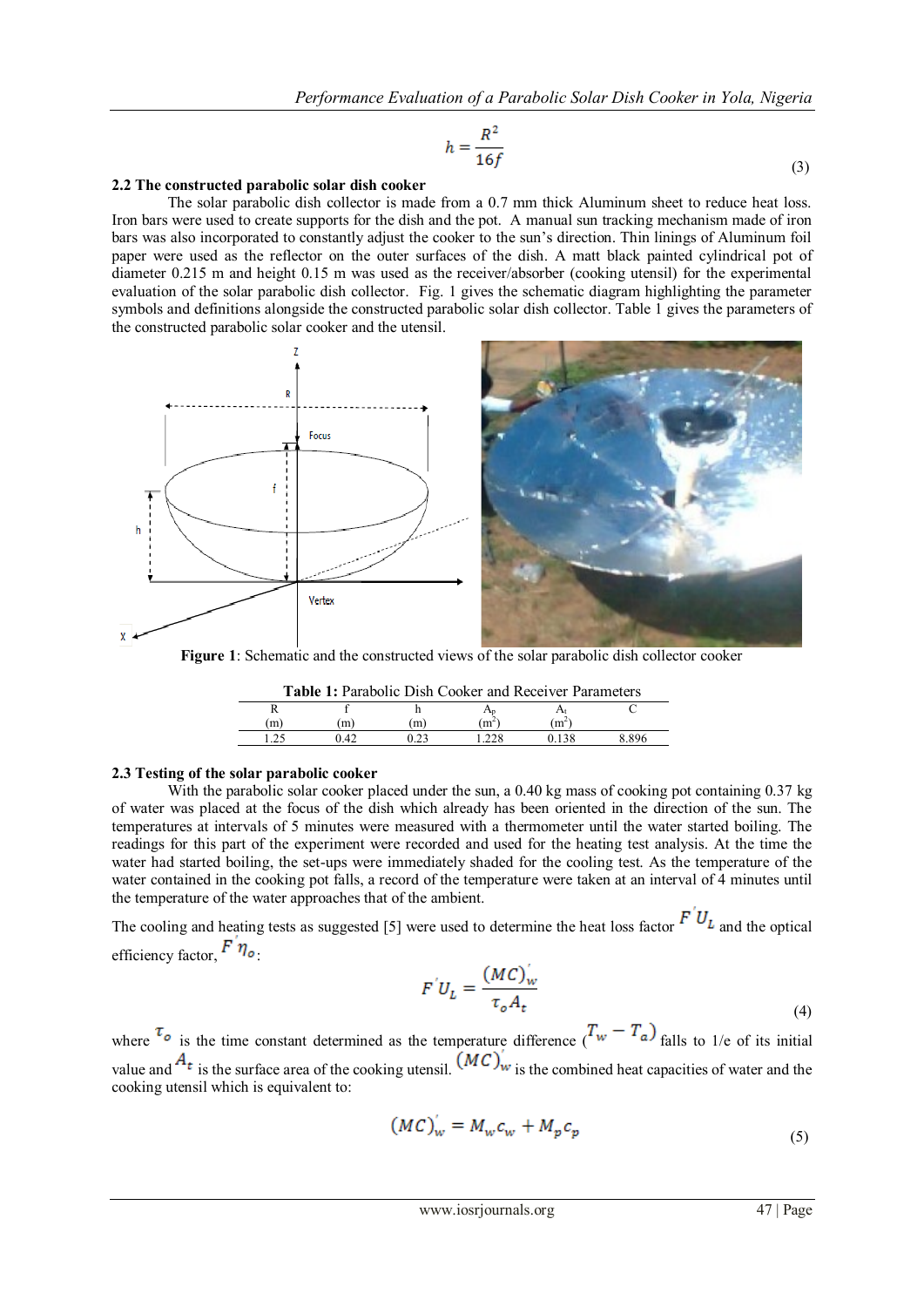$$h = \frac{R^2}{16f} \tag{3}$$

### 2.2 The constructed parabolic solar dish cooker

The solar parabolic dish collector is made from a 0.7 mm thick Aluminum sheet to reduce heat loss. Iron bars were used to create supports for the dish and the pot. A manual sun tracking mechanism made of iron bars was also incorporated to constantly adjust the cooker to the sun's direction. Thin linings of Aluminum foil paper were used as the reflector on the outer surfaces of the dish. A matt black painted cylindrical pot of diameter 0.215 m and height 0.15 m was used as the receiver/absorber (cooking utensil) for the experimental evaluation of the solar parabolic dish collector. Fig. 1 gives the schematic diagram highlighting the parameter symbols and definitions alongside the constructed parabolic solar dish collector. Table 1 gives the parameters of the constructed parabolic solar cooker and the utensil.

**Figure 1**: Schematic and the constructed views of the solar parabolic dish collector cooker

**Table 1:** Parabolic Dish Cooker and Receiver Parameters

| R (m) | f (m) | h (m) | $A_p$ ($m^2$) | $A_t$ ($m^2$) | C |
|---|---|---|---|---|---|
| 1.25 | 0.42 | 0.23 | 1.228 | 0.138 | 8.896 |

### 2.3 Testing of the solar parabolic cooker

With the parabolic solar cooker placed under the sun, a 0.40 kg mass of cooking pot containing 0.37 kg of water was placed at the focus of the dish which already has been oriented in the direction of the sun. The temperatures at intervals of 5 minutes were measured with a thermometer until the water started boiling. The readings for this part of the experiment were recorded and used for the heating test analysis. At the time the water had started boiling, the set-ups were immediately shaded for the cooling test. As the temperature of the water contained in the cooking pot falls, a record of the temperature were taken at an interval of 4 minutes until the temperature of the water approaches that of the ambient.

The cooling and heating tests as suggested [5] were used to determine the heat loss factor $F'U_L$ and the optical efficiency factor, $F'\eta_o$:

$$F'U_L = \frac{(MC)'_w}{\tau_o A_t} \tag{4}$$

where $\tau_o$ is the time constant determined as the temperature difference ($T_w - T_a$) falls to 1/e of its initial value and $A_t$ is the surface area of the cooking utensil. $(MC)'_w$ is the combined heat capacities of water and the cooking utensil which is equivalent to:

$$(MC)'_w = M_w c_w + M_p c_p \tag{5}$$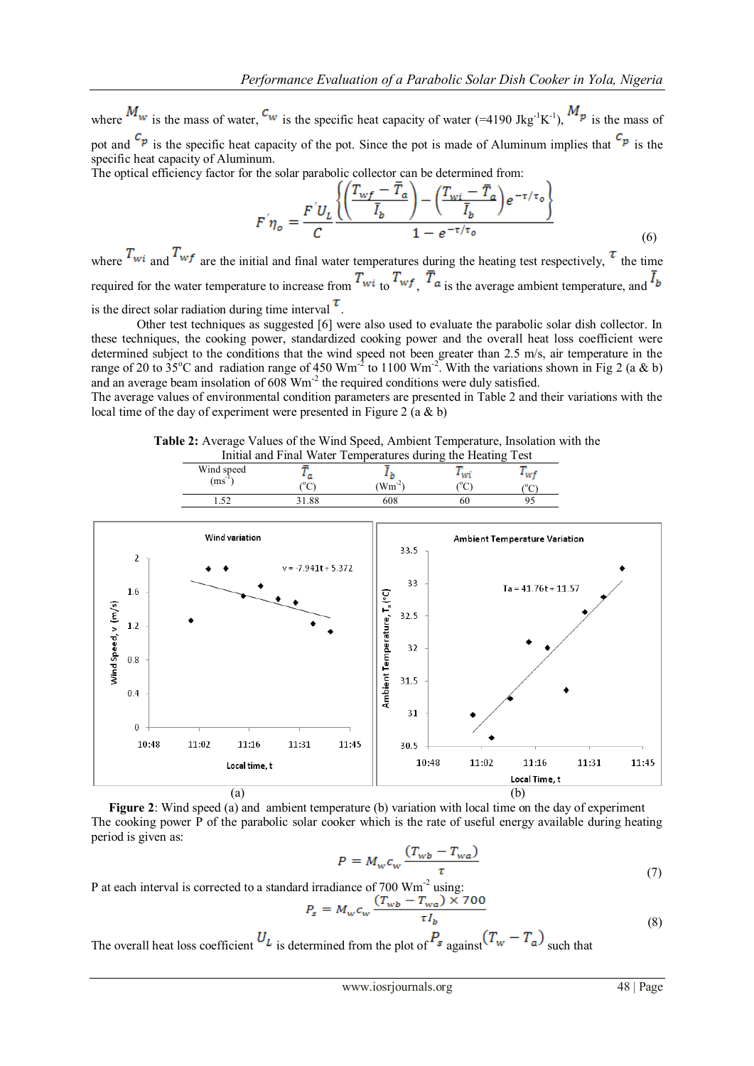where $M_w$ is the mass of water, $c_w$ is the specific heat capacity of water (=4190 Jkg$^{-1}$K$^{-1}$), $M_p$ is the mass of pot and $c_p$ is the specific heat capacity of the pot. Since the pot is made of Aluminum implies that $c_p$ is the specific heat capacity of Aluminum.

The optical efficiency factor for the solar parabolic collector can be determined from:

$$F'\eta_o = \frac{F'U_L}{C} \frac{\left\{ \left( \frac{T_{wf} - \bar{T}_a}{\bar{I}_b} \right) - \left( \frac{T_{wi} - \bar{T}_a}{\bar{I}_b} \right) e^{-\tau/\tau_o} \right\}}{1 - e^{-\tau/\tau_o}} \tag{6}$$

where $T_{wi}$ and $T_{wf}$ are the initial and final water temperatures during the heating test respectively, $\tau$ the time required for the water temperature to increase from $T_{wi}$ to $T_{wf}$, $\bar{T}_a$ is the average ambient temperature, and $\bar{I}_b$ is the direct solar radiation during time interval $\tau$.

Other test techniques as suggested [6] were also used to evaluate the parabolic solar dish collector. In these techniques, the cooking power, standardized cooking power and the overall heat loss coefficient were determined subject to the conditions that the wind speed not been greater than 2.5 m/s, air temperature in the range of 20 to 35°C and radiation range of 450 Wm$^{-2}$ to 1100 Wm$^{-2}$. With the variations shown in Fig 2 (a & b) and an average beam insolation of 608 Wm$^{-2}$ the required conditions were duly satisfied.

The average values of environmental condition parameters are presented in Table 2 and their variations with the local time of the day of experiment were presented in Figure 2 (a & b)

**Table 2:** Average Values of the Wind Speed, Ambient Temperature, Insolation with the Initial and Final Water Temperatures during the Heating Test

| Wind speed (ms$^{-1}$) | $\bar{T}_a$ (°C) | $\bar{I}_b$ (Wm$^{-2}$) | $T_{wi}$ (°C) | $T_{wf}$ (°C) |
|---|---|---|---|---|
| 1.52 | 31.88 | 608 | 60 | 95 |

(a) (b)

**Figure 2**: Wind speed (a) and ambient temperature (b) variation with local time on the day of experiment

The cooking power P of the parabolic solar cooker which is the rate of useful energy available during heating period is given as:

$$P = M_w c_w \frac{(T_{wb} - T_{wa})}{\tau} \tag{7}$$

P at each interval is corrected to a standard irradiance of 700 Wm$^{-2}$ using:

$$P_s = M_w c_w \frac{(T_{wb} - T_{wa}) \times 700}{\tau I_b} \tag{8}$$

The overall heat loss coefficient $U_L$ is determined from the plot of $P_s$ against $(T_w - T_a)$ such that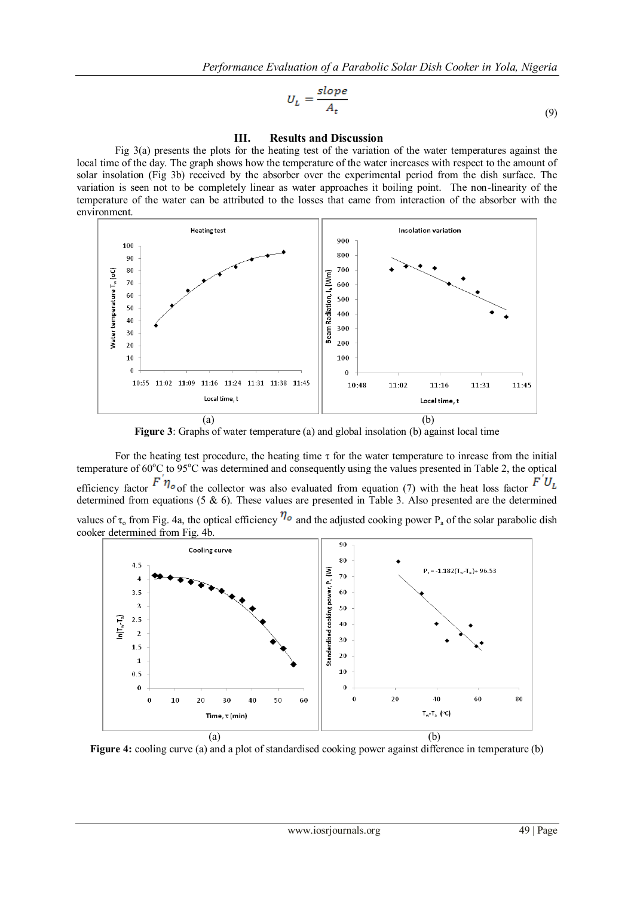$$U_L = \frac{slope}{A_t} \tag{9}$$

## III. Results and Discussion

Fig 3(a) presents the plots for the heating test of the variation of the water temperatures against the local time of the day. The graph shows how the temperature of the water increases with respect to the amount of solar insolation (Fig 3b) received by the absorber over the experimental period from the dish surface. The variation is seen not to be completely linear as water approaches it boiling point. The non-linearity of the temperature of the water can be attributed to the losses that came from interaction of the absorber with the environment.

(a) (b)

**Figure 3**: Graphs of water temperature (a) and global insolation (b) against local time

For the heating test procedure, the heating time $\tau$ for the water temperature to inrease from the initial temperature of 60°C to 95°C was determined and consequently using the values presented in Table 2, the optical efficiency factor $F'\eta_o$ of the collector was also evaluated from equation (7) with the heat loss factor $F'U_L$ determined from equations (5 & 6). These values are presented in Table 3. Also presented are the determined values of $\tau_o$ from Fig. 4a, the optical efficiency $\eta_o$ and the adjusted cooking power $P_a$ of the solar parabolic dish cooker determined from Fig. 4b.

(a) (b)

**Figure 4:** cooling curve (a) and a plot of standardised cooking power against difference in temperature (b)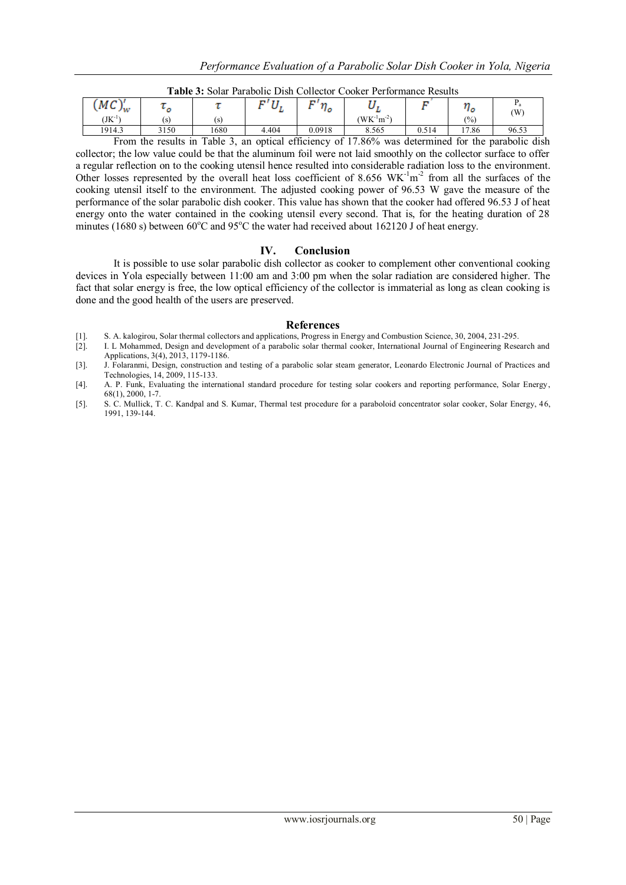**Table 3:** Solar Parabolic Dish Collector Cooker Performance Results

| $(MC)'_w$ ($JK^{-1}$) | $\tau_o$ (s) | $\tau$ (s) | $F'U_L$ | $F'\eta_o$ | $U_L$ ($WK^{-1}m^{-2}$) | $F'$ | $\eta_o$ (%) | $P_a$ (W) |
|---|---|---|---|---|---|---|---|---|
| 1914.3 | 3150 | 1680 | 4.404 | 0.0918 | 8.565 | 0.514 | 17.86 | 96.53 |

From the results in Table 3, an optical efficiency of 17.86% was determined for the parabolic dish collector; the low value could be that the aluminum foil were not laid smoothly on the collector surface to offer a regular reflection on to the cooking utensil hence resulted into considerable radiation loss to the environment. Other losses represented by the overall heat loss coefficient of 8.656 $WK^{-1}m^{-2}$ from all the surfaces of the cooking utensil itself to the environment. The adjusted cooking power of 96.53 W gave the measure of the performance of the solar parabolic dish cooker. This value has shown that the cooker had offered 96.53 J of heat energy onto the water contained in the cooking utensil every second. That is, for the heating duration of 28 minutes (1680 s) between 60°C and 95°C the water had received about 162120 J of heat energy.

## IV. Conclusion

It is possible to use solar parabolic dish collector as cooker to complement other conventional cooking devices in Yola especially between 11:00 am and 3:00 pm when the solar radiation are considered higher. The fact that solar energy is free, the low optical efficiency of the collector is immaterial as long as clean cooking is done and the good health of the users are preserved.

## References

[1]. S. A. kalogirou, Solar thermal collectors and applications, Progress in Energy and Combustion Science, 30, 2004, 231-295.

[2]. I. L Mohammed, Design and development of a parabolic solar thermal cooker, International Journal of Engineering Research and Applications, 3(4), 2013, 1179-1186.

[3]. J. Folaranmi, Design, construction and testing of a parabolic solar steam generator, Leonardo Electronic Journal of Practices and Technologies, 14, 2009, 115-133.

[4]. A. P. Funk, Evaluating the international standard procedure for testing solar cookers and reporting performance, Solar Energy, 68(1), 2000, 1-7.

[5]. S. C. Mullick, T. C. Kandpal and S. Kumar, Thermal test procedure for a paraboloid concentrator solar cooker, Solar Energy, 46, 1991, 139-144.